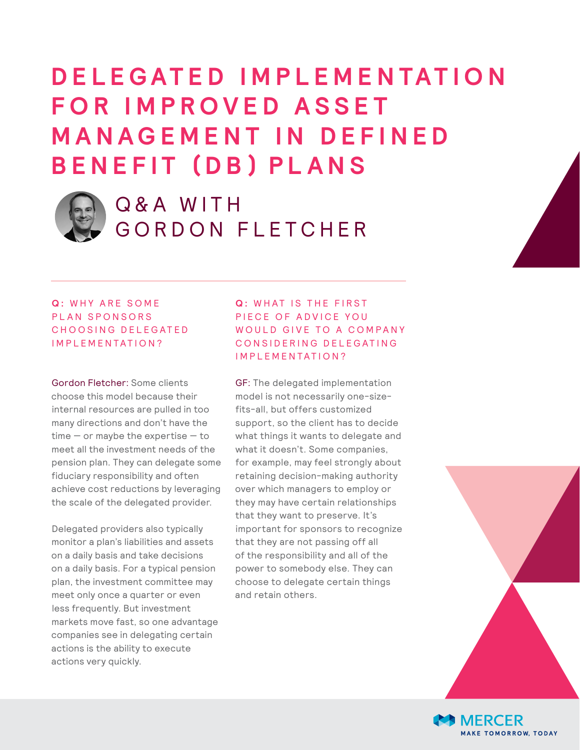# DELEGATED IMPLEMENTATION FOR IMPROVED ASSET MANAGEMENT IN DEFINED BENEFIT (DB) PLANS

## Q&A WITH GORDON FLETCHER

### Q: WHY ARE SOME PLAN SPONSORS CHOOSING DELEGATED IMPLEMENTATION?

Gordon Fletcher: Some clients choose this model because their internal resources are pulled in too many directions and don't have the time — or maybe the expertise — to meet all the investment needs of the pension plan. They can delegate some fiduciary responsibility and often achieve cost reductions by leveraging the scale of the delegated provider.

Delegated providers also typically monitor a plan's liabilities and assets on a daily basis and take decisions on a daily basis. For a typical pension plan, the investment committee may meet only once a quarter or even less frequently. But investment markets move fast, so one advantage companies see in delegating certain actions is the ability to execute actions very quickly.

### Q: WHAT IS THE FIRST PIECE OF ADVICE YOU WOULD GIVE TO A COMPANY CONSIDERING DELEGATING IMPLEMENTATION?

GF: The delegated implementation model is not necessarily one-size-fits-all, but offers customized support, so the client has to decide what things it wants to delegate and what it doesn't. Some companies, for example, may feel strongly about retaining decision-making authority over which managers to employ or they may have certain relationships that they want to preserve. It's important for sponsors to recognize that they are not passing off all of the responsibility and all of the power to somebody else. They can choose to delegate certain things and retain others.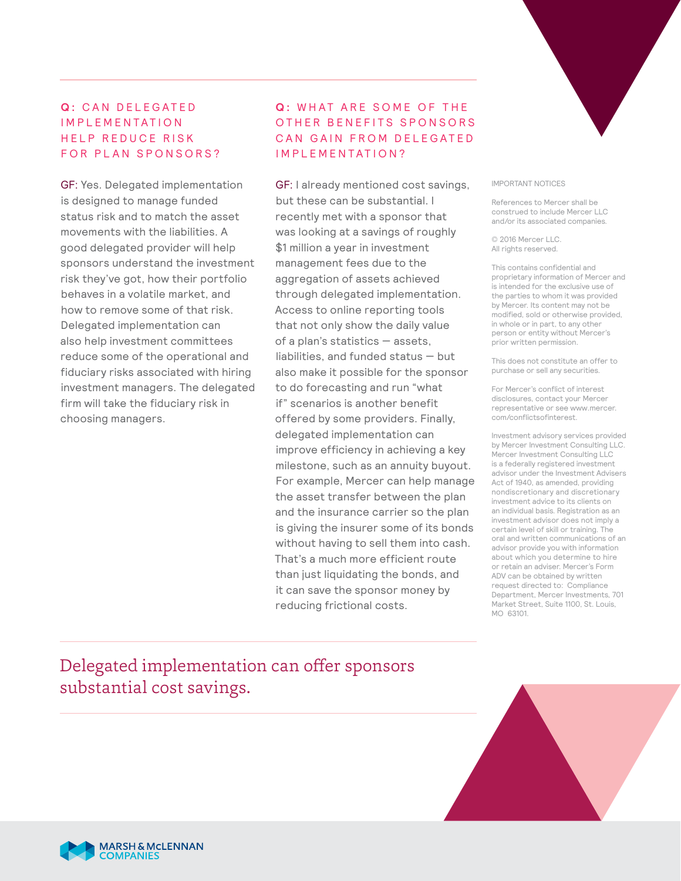### Q: CAN DELEGATED IMPLEMENTATION HELP REDUCE RISK FOR PLAN SPONSORS?

GF: Yes. Delegated implementation is designed to manage funded status risk and to match the asset movements with the liabilities. A good delegated provider will help sponsors understand the investment risk they've got, how their portfolio behaves in a volatile market, and how to remove some of that risk. Delegated implementation can also help investment committees reduce some of the operational and fiduciary risks associated with hiring investment managers. The delegated firm will take the fiduciary risk in choosing managers.

### Q: WHAT ARE SOME OF THE OTHER BENEFITS SPONSORS CAN GAIN FROM DELEGATED IMPLEMENTATION?

GF: I already mentioned cost savings, but these can be substantial. I recently met with a sponsor that was looking at a savings of roughly $1 million a year in investment management fees due to the aggregation of assets achieved through delegated implementation. Access to online reporting tools that not only show the daily value of a plan's statistics — assets, liabilities, and funded status — but also make it possible for the sponsor to do forecasting and run "what if" scenarios is another benefit offered by some providers. Finally, delegated implementation can improve efficiency in achieving a key milestone, such as an annuity buyout. For example, Mercer can help manage the asset transfer between the plan and the insurance carrier so the plan is giving the insurer some of its bonds without having to sell them into cash. That's a much more efficient route than just liquidating the bonds, and it can save the sponsor money by reducing frictional costs.

Delegated implementation can offer sponsors substantial cost savings.

IMPORTANT NOTICES

References to Mercer shall be construed to include Mercer LLC and/or its associated companies.

© 2016 Mercer LLC. All rights reserved.

This contains confidential and proprietary information of Mercer and is intended for the exclusive use of the parties to whom it was provided by Mercer. Its content may not be modified, sold or otherwise provided, in whole or in part, to any other person or entity without Mercer's prior written permission.

This does not constitute an offer to purchase or sell any securities.

For Mercer's conflict of interest disclosures, contact your Mercer representative or see www.mercer.com/conflictsofinterest.

Investment advisory services provided by Mercer Investment Consulting LLC. Mercer Investment Consulting LLC is a federally registered investment advisor under the Investment Advisers Act of 1940, as amended, providing nondiscretionary and discretionary investment advice to its clients on an individual basis. Registration as an investment advisor does not imply a certain level of skill or training. The oral and written communications of an advisor provide you with information about which you determine to hire or retain an adviser. Mercer's Form ADV can be obtained by written request directed to: Compliance Department, Mercer Investments, 701 Market Street, Suite 1100, St. Louis, MO 63101.

MARSH & McLENNAN COMPANIES